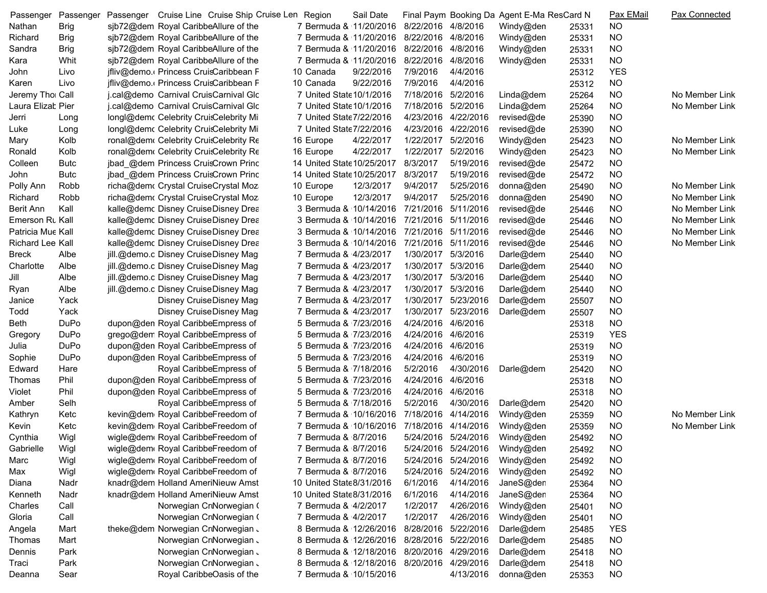| Passenger | Passenger | Passenger | Cruise Line | Cruise Ship | Cruise Len | Region | Sail Date | Final Paym | Booking Da | Agent E-Ma | ResCard N | Pax EMail | Pax Connected |
|---|---|---|---|---|---|---|---|---|---|---|---|---|---|
| Nathan | Brig | sjb72@dem | Royal Caribbe | Allure of the | 7 | Bermuda & | 11/20/2016 | 8/22/2016 | 4/8/2016 | Windy@den | 25331 | NO | |
| Richard | Brig | sjb72@dem | Royal Caribbe | Allure of the | 7 | Bermuda & | 11/20/2016 | 8/22/2016 | 4/8/2016 | Windy@den | 25331 | NO | |
| Sandra | Brig | sjb72@dem | Royal Caribbe | Allure of the | 7 | Bermuda & | 11/20/2016 | 8/22/2016 | 4/8/2016 | Windy@den | 25331 | NO | |
| Kara | Whit | sjb72@dem | Royal Caribbe | Allure of the | 7 | Bermuda & | 11/20/2016 | 8/22/2016 | 4/8/2016 | Windy@den | 25331 | NO | |
| John | Livo | jfliv@demo. | Princess Cruis | Caribbean F | 10 | Canada | 9/22/2016 | 7/9/2016 | 4/4/2016 | | 25312 | YES | |
| Karen | Livo | jfliv@demo. | Princess Cruis | Caribbean F | 10 | Canada | 9/22/2016 | 7/9/2016 | 4/4/2016 | | 25312 | NO | |
| Jeremy Thor | Call | j.cal@demo | Carnival Cruis | Carnival Glo | 7 | United State | 10/1/2016 | 7/18/2016 | 5/2/2016 | Linda@dem | 25264 | NO | No Member Link |
| Laura Elizab | Pier | j.cal@demo | Carnival Cruis | Carnival Glo | 7 | United State | 10/1/2016 | 7/18/2016 | 5/2/2016 | Linda@dem | 25264 | NO | No Member Link |
| Jerri | Long | longl@demo | Celebrity Cruis | Celebrity Mi | 7 | United State | 7/22/2016 | 4/23/2016 | 4/22/2016 | revised@de | 25390 | NO | |
| Luke | Long | longl@demo | Celebrity Cruis | Celebrity Mi | 7 | United State | 7/22/2016 | 4/23/2016 | 4/22/2016 | revised@de | 25390 | NO | |
| Mary | Kolb | ronal@demo | Celebrity Cruis | Celebrity Re | 16 | Europe | 4/22/2017 | 1/22/2017 | 5/2/2016 | Windy@den | 25423 | NO | No Member Link |
| Ronald | Kolb | ronal@demo | Celebrity Cruis | Celebrity Re | 16 | Europe | 4/22/2017 | 1/22/2017 | 5/2/2016 | Windy@den | 25423 | NO | No Member Link |
| Colleen | Butc | jbad_@dem | Princess Cruis | Crown Princ | 14 | United State | 10/25/2017 | 8/3/2017 | 5/19/2016 | revised@de | 25472 | NO | |
| John | Butc | jbad_@dem | Princess Cruis | Crown Princ | 14 | United State | 10/25/2017 | 8/3/2017 | 5/19/2016 | revised@de | 25472 | NO | |
| Polly Ann | Robb | richa@demo | Crystal Cruise | Crystal Moz | 10 | Europe | 12/3/2017 | 9/4/2017 | 5/25/2016 | donna@den | 25490 | NO | No Member Link |
| Richard | Robb | richa@demo | Crystal Cruise | Crystal Moz | 10 | Europe | 12/3/2017 | 9/4/2017 | 5/25/2016 | donna@den | 25490 | NO | No Member Link |
| Berit Ann | Kall | kalle@demo | Disney Cruise | Disney Drea | 3 | Bermuda & | 10/14/2016 | 7/21/2016 | 5/11/2016 | revised@de | 25446 | NO | No Member Link |
| Emerson Ru | Kall | kalle@demo | Disney Cruise | Disney Drea | 3 | Bermuda & | 10/14/2016 | 7/21/2016 | 5/11/2016 | revised@de | 25446 | NO | No Member Link |
| Patricia Mue | Kall | kalle@demo | Disney Cruise | Disney Drea | 3 | Bermuda & | 10/14/2016 | 7/21/2016 | 5/11/2016 | revised@de | 25446 | NO | No Member Link |
| Richard Lee | Kall | kalle@demo | Disney Cruise | Disney Drea | 3 | Bermuda & | 10/14/2016 | 7/21/2016 | 5/11/2016 | revised@de | 25446 | NO | No Member Link |
| Breck | Albe | jill.@demo.c | Disney Cruise | Disney Mag | 7 | Bermuda & | 4/23/2017 | 1/30/2017 | 5/3/2016 | Darle@dem | 25440 | NO | |
| Charlotte | Albe | jill.@demo.c | Disney Cruise | Disney Mag | 7 | Bermuda & | 4/23/2017 | 1/30/2017 | 5/3/2016 | Darle@dem | 25440 | NO | |
| Jill | Albe | jill.@demo.c | Disney Cruise | Disney Mag | 7 | Bermuda & | 4/23/2017 | 1/30/2017 | 5/3/2016 | Darle@dem | 25440 | NO | |
| Ryan | Albe | jill.@demo.c | Disney Cruise | Disney Mag | 7 | Bermuda & | 4/23/2017 | 1/30/2017 | 5/3/2016 | Darle@dem | 25440 | NO | |
| Janice | Yack | | Disney Cruise | Disney Mag | 7 | Bermuda & | 4/23/2017 | 1/30/2017 | 5/23/2016 | Darle@dem | 25507 | NO | |
| Todd | Yack | | Disney Cruise | Disney Mag | 7 | Bermuda & | 4/23/2017 | 1/30/2017 | 5/23/2016 | Darle@dem | 25507 | NO | |
| Beth | DuPo | dupon@den | Royal Caribbe | Empress of | 5 | Bermuda & | 7/23/2016 | 4/24/2016 | 4/6/2016 | | 25318 | NO | |
| Gregory | DuPo | grego@dem | Royal Caribbe | Empress of | 5 | Bermuda & | 7/23/2016 | 4/24/2016 | 4/6/2016 | | 25319 | YES | |
| Julia | DuPo | dupon@den | Royal Caribbe | Empress of | 5 | Bermuda & | 7/23/2016 | 4/24/2016 | 4/6/2016 | | 25319 | NO | |
| Sophie | DuPo | dupon@den | Royal Caribbe | Empress of | 5 | Bermuda & | 7/23/2016 | 4/24/2016 | 4/6/2016 | | 25319 | NO | |
| Edward | Hare | | Royal Caribbe | Empress of | 5 | Bermuda & | 7/18/2016 | 5/2/2016 | 4/30/2016 | Darle@dem | 25420 | NO | |
| Thomas | Phil | dupon@den | Royal Caribbe | Empress of | 5 | Bermuda & | 7/23/2016 | 4/24/2016 | 4/6/2016 | | 25318 | NO | |
| Violet | Phil | dupon@den | Royal Caribbe | Empress of | 5 | Bermuda & | 7/23/2016 | 4/24/2016 | 4/6/2016 | | 25318 | NO | |
| Amber | Selh | | Royal Caribbe | Empress of | 5 | Bermuda & | 7/18/2016 | 5/2/2016 | 4/30/2016 | Darle@dem | 25420 | NO | |
| Kathryn | Ketc | kevin@dem | Royal Caribbe | Freedom of | 7 | Bermuda & | 10/16/2016 | 7/18/2016 | 4/14/2016 | Windy@den | 25359 | NO | No Member Link |
| Kevin | Ketc | kevin@dem | Royal Caribbe | Freedom of | 7 | Bermuda & | 10/16/2016 | 7/18/2016 | 4/14/2016 | Windy@den | 25359 | NO | No Member Link |
| Cynthia | Wigl | wigle@dem | Royal Caribbe | Freedom of | 7 | Bermuda & | 8/7/2016 | 5/24/2016 | 5/24/2016 | Windy@den | 25492 | NO | |
| Gabrielle | Wigl | wigle@dem | Royal Caribbe | Freedom of | 7 | Bermuda & | 8/7/2016 | 5/24/2016 | 5/24/2016 | Windy@den | 25492 | NO | |
| Marc | Wigl | wigle@dem | Royal Caribbe | Freedom of | 7 | Bermuda & | 8/7/2016 | 5/24/2016 | 5/24/2016 | Windy@den | 25492 | NO | |
| Max | Wigl | wigle@dem | Royal Caribbe | Freedom of | 7 | Bermuda & | 8/7/2016 | 5/24/2016 | 5/24/2016 | Windy@den | 25492 | NO | |
| Diana | Nadr | knadr@dem | Holland Ameri | Nieuw Amst | 10 | United State | 8/31/2016 | 6/1/2016 | 4/14/2016 | JaneS@den | 25364 | NO | |
| Kenneth | Nadr | knadr@dem | Holland Ameri | Nieuw Amst | 10 | United State | 8/31/2016 | 6/1/2016 | 4/14/2016 | JaneS@den | 25364 | NO | |
| Charles | Call | | Norwegian Cru | Norwegian ( | 7 | Bermuda & | 4/2/2017 | 1/2/2017 | 4/26/2016 | Windy@den | 25401 | NO | |
| Gloria | Call | | Norwegian Cru | Norwegian ( | 7 | Bermuda & | 4/2/2017 | 1/2/2017 | 4/26/2016 | Windy@den | 25401 | NO | |
| Angela | Mart | theke@dem | Norwegian Cru | Norwegian . | 8 | Bermuda & | 12/26/2016 | 8/28/2016 | 5/22/2016 | Darle@dem | 25485 | YES | |
| Thomas | Mart | | Norwegian Cru | Norwegian . | 8 | Bermuda & | 12/26/2016 | 8/28/2016 | 5/22/2016 | Darle@dem | 25485 | NO | |
| Dennis | Park | | Norwegian Cru | Norwegian . | 8 | Bermuda & | 12/18/2016 | 8/20/2016 | 4/29/2016 | Darle@dem | 25418 | NO | |
| Traci | Park | | Norwegian Cru | Norwegian . | 8 | Bermuda & | 12/18/2016 | 8/20/2016 | 4/29/2016 | Darle@dem | 25418 | NO | |
| Deanna | Sear | | Royal Caribbe | Oasis of the | 7 | Bermuda & | 10/15/2016 | | 4/13/2016 | donna@den | 25353 | NO | |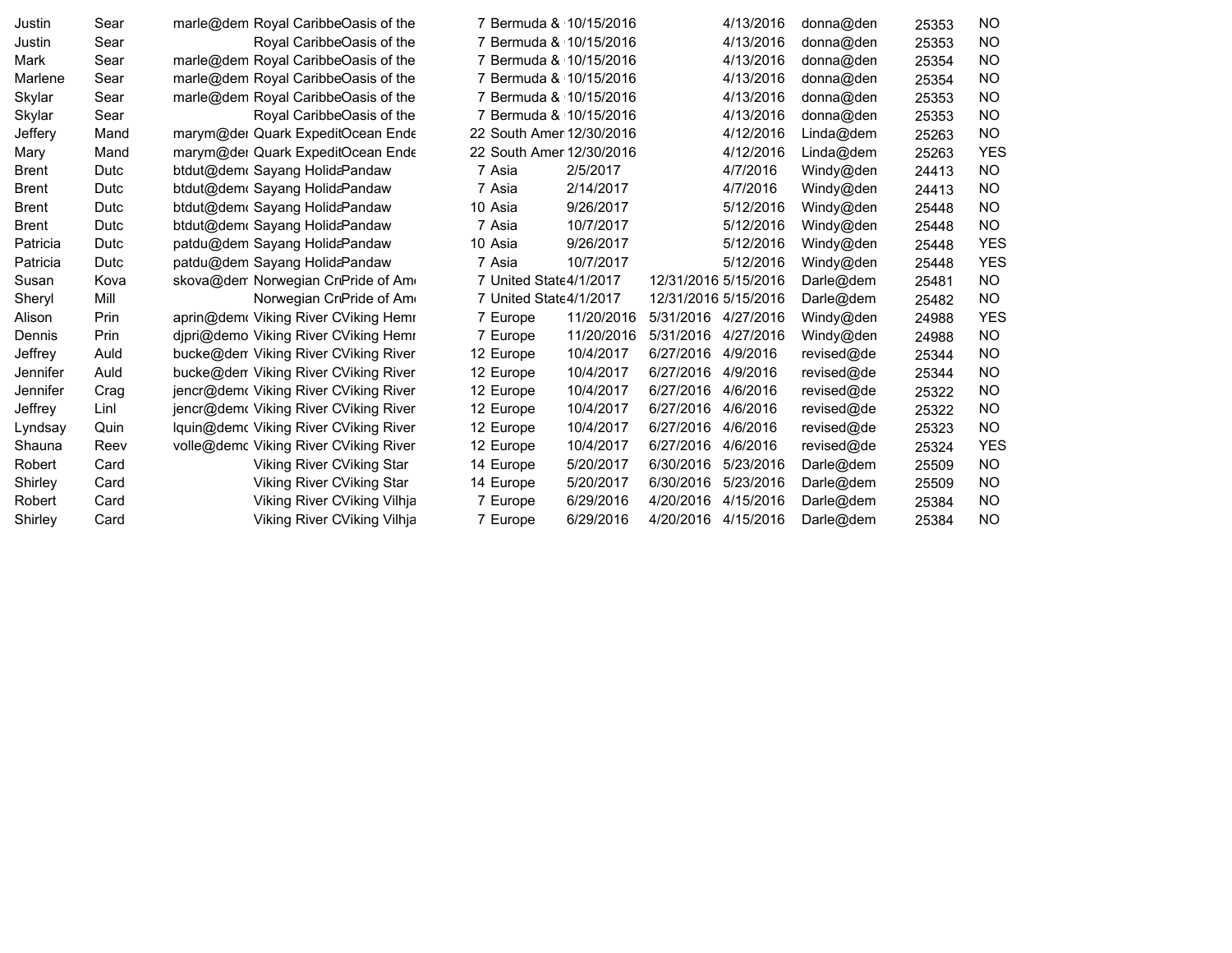| | | | | | | | | | | | | |
|---|---|---|---|---|---|---|---|---|---|---|---|---|
| Justin | Sear | marle@dem | Royal Caribbe | Oasis of the | 7 | Bermuda & | 10/15/2016 | | 4/13/2016 | donna@den | 25353 | NO |
| Justin | Sear | | Royal Caribbe | Oasis of the | 7 | Bermuda & | 10/15/2016 | | 4/13/2016 | donna@den | 25353 | NO |
| Mark | Sear | marle@dem | Royal Caribbe | Oasis of the | 7 | Bermuda & | 10/15/2016 | | 4/13/2016 | donna@den | 25354 | NO |
| Marlene | Sear | marle@dem | Royal Caribbe | Oasis of the | 7 | Bermuda & | 10/15/2016 | | 4/13/2016 | donna@den | 25354 | NO |
| Skylar | Sear | marle@dem | Royal Caribbe | Oasis of the | 7 | Bermuda & | 10/15/2016 | | 4/13/2016 | donna@den | 25353 | NO |
| Skylar | Sear | | Royal Caribbe | Oasis of the | 7 | Bermuda & | 10/15/2016 | | 4/13/2016 | donna@den | 25353 | NO |
| Jeffery | Mand | marym@der | Quark Expedit | Ocean Ende | 22 | South Amer | 12/30/2016 | | 4/12/2016 | Linda@dem | 25263 | NO |
| Mary | Mand | marym@der | Quark Expedit | Ocean Ende | 22 | South Amer | 12/30/2016 | | 4/12/2016 | Linda@dem | 25263 | YES |
| Brent | Dutc | btdut@demo | Sayang Holida | Pandaw | 7 | Asia | 2/5/2017 | | 4/7/2016 | Windy@den | 24413 | NO |
| Brent | Dutc | btdut@demo | Sayang Holida | Pandaw | 7 | Asia | 2/14/2017 | | 4/7/2016 | Windy@den | 24413 | NO |
| Brent | Dutc | btdut@demo | Sayang Holida | Pandaw | 10 | Asia | 9/26/2017 | | 5/12/2016 | Windy@den | 25448 | NO |
| Brent | Dutc | btdut@demo | Sayang Holida | Pandaw | 7 | Asia | 10/7/2017 | | 5/12/2016 | Windy@den | 25448 | NO |
| Patricia | Dutc | patdu@dem | Sayang Holida | Pandaw | 10 | Asia | 9/26/2017 | | 5/12/2016 | Windy@den | 25448 | YES |
| Patricia | Dutc | patdu@dem | Sayang Holida | Pandaw | 7 | Asia | 10/7/2017 | | 5/12/2016 | Windy@den | 25448 | YES |
| Susan | Kova | skova@den | Norwegian Cru | Pride of Am | 7 | United State | 4/1/2017 | 12/31/2016 | 5/15/2016 | Darle@dem | 25481 | NO |
| Sheryl | Mill | | Norwegian Cru | Pride of Am | 7 | United State | 4/1/2017 | 12/31/2016 | 5/15/2016 | Darle@dem | 25482 | NO |
| Alison | Prin | aprin@demo | Viking River C | Viking Hemr | 7 | Europe | 11/20/2016 | 5/31/2016 | 4/27/2016 | Windy@den | 24988 | YES |
| Dennis | Prin | djpri@demo | Viking River C | Viking Hemr | 7 | Europe | 11/20/2016 | 5/31/2016 | 4/27/2016 | Windy@den | 24988 | NO |
| Jeffrey | Auld | bucke@den | Viking River C | Viking River | 12 | Europe | 10/4/2017 | 6/27/2016 | 4/9/2016 | revised@de | 25344 | NO |
| Jennifer | Auld | bucke@den | Viking River C | Viking River | 12 | Europe | 10/4/2017 | 6/27/2016 | 4/9/2016 | revised@de | 25344 | NO |
| Jennifer | Crag | jencr@demo | Viking River C | Viking River | 12 | Europe | 10/4/2017 | 6/27/2016 | 4/6/2016 | revised@de | 25322 | NO |
| Jeffrey | Linl | jencr@demo | Viking River C | Viking River | 12 | Europe | 10/4/2017 | 6/27/2016 | 4/6/2016 | revised@de | 25322 | NO |
| Lyndsay | Quin | lquin@demo | Viking River C | Viking River | 12 | Europe | 10/4/2017 | 6/27/2016 | 4/6/2016 | revised@de | 25323 | NO |
| Shauna | Reev | volle@demo | Viking River C | Viking River | 12 | Europe | 10/4/2017 | 6/27/2016 | 4/6/2016 | revised@de | 25324 | YES |
| Robert | Card | | Viking River C | Viking Star | 14 | Europe | 5/20/2017 | 6/30/2016 | 5/23/2016 | Darle@dem | 25509 | NO |
| Shirley | Card | | Viking River C | Viking Star | 14 | Europe | 5/20/2017 | 6/30/2016 | 5/23/2016 | Darle@dem | 25509 | NO |
| Robert | Card | | Viking River C | Viking Vilhja | 7 | Europe | 6/29/2016 | 4/20/2016 | 4/15/2016 | Darle@dem | 25384 | NO |
| Shirley | Card | | Viking River C | Viking Vilhja | 7 | Europe | 6/29/2016 | 4/20/2016 | 4/15/2016 | Darle@dem | 25384 | NO |